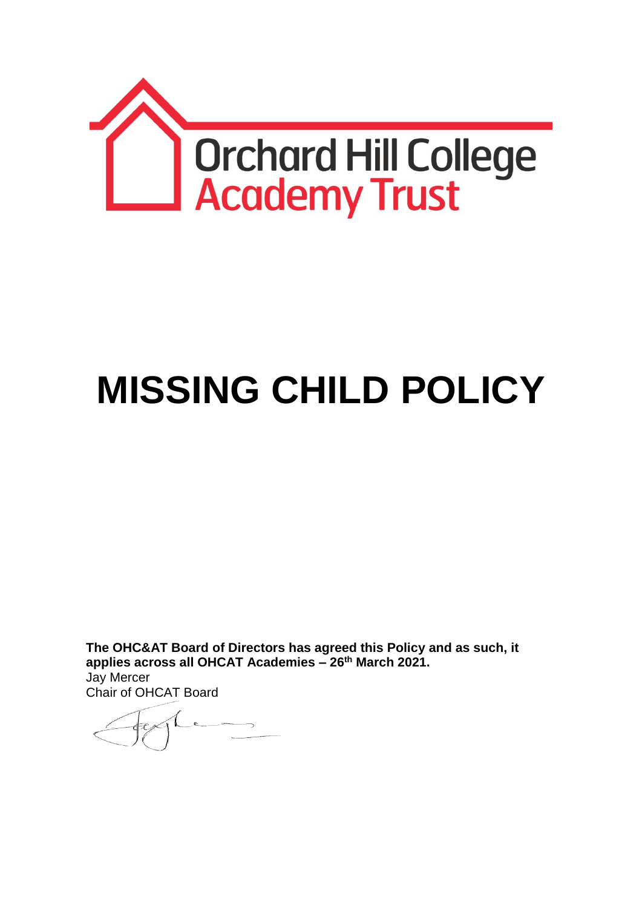Orchard Hill College
Academy Trust

# MISSING CHILD POLICY

**The OHC&AT Board of Directors has agreed this Policy and as such, it applies across all OHCAT Academies – 26th March 2021.**

Jay Mercer
Chair of OHCAT Board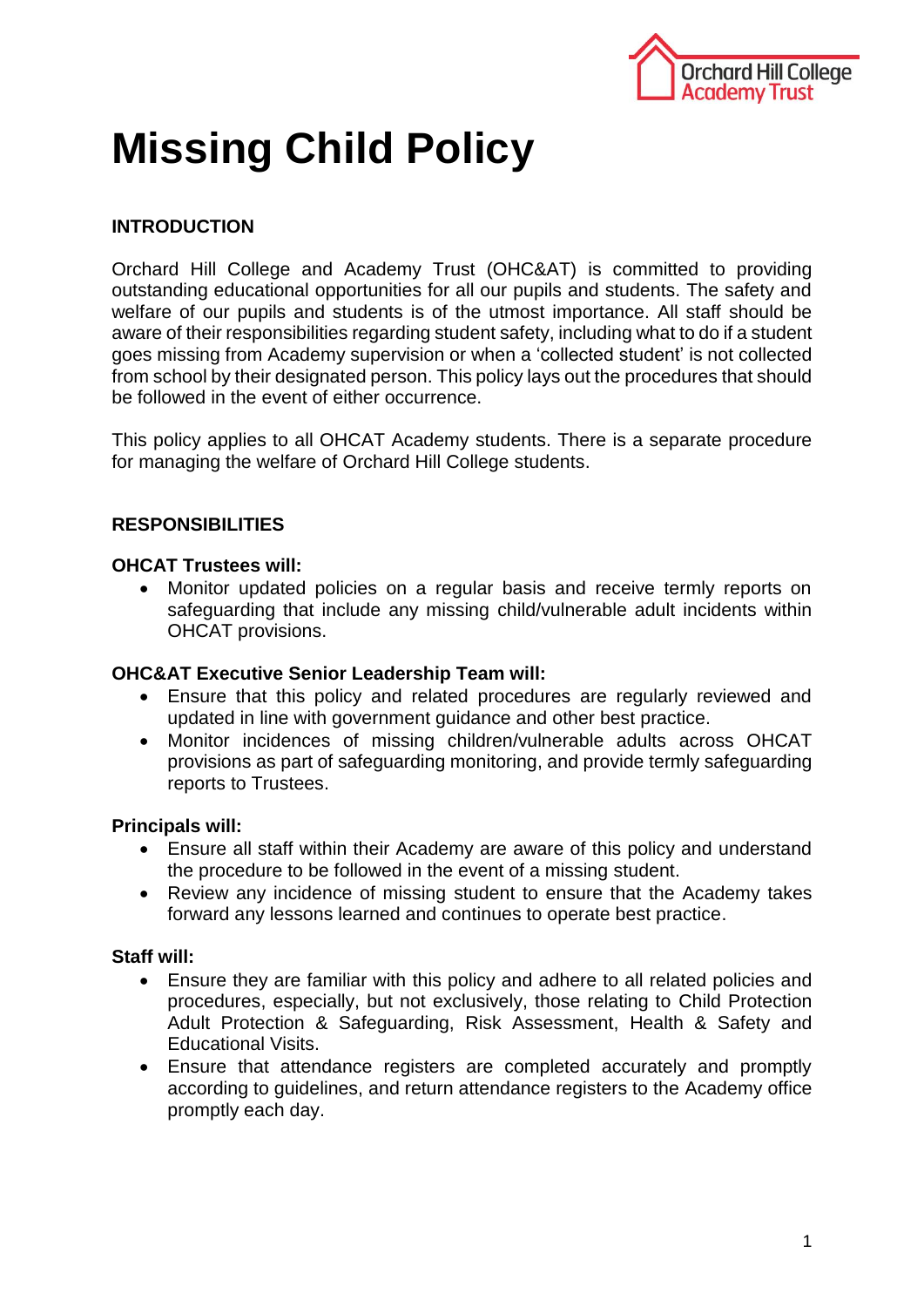# Missing Child Policy

## INTRODUCTION

Orchard Hill College and Academy Trust (OHC&AT) is committed to providing outstanding educational opportunities for all our pupils and students. The safety and welfare of our pupils and students is of the utmost importance. All staff should be aware of their responsibilities regarding student safety, including what to do if a student goes missing from Academy supervision or when a 'collected student' is not collected from school by their designated person. This policy lays out the procedures that should be followed in the event of either occurrence.

This policy applies to all OHCAT Academy students. There is a separate procedure for managing the welfare of Orchard Hill College students.

## RESPONSIBILITIES

**OHCAT Trustees will:**

- Monitor updated policies on a regular basis and receive termly reports on safeguarding that include any missing child/vulnerable adult incidents within OHCAT provisions.

**OHC&AT Executive Senior Leadership Team will:**

- Ensure that this policy and related procedures are regularly reviewed and updated in line with government guidance and other best practice.
- Monitor incidences of missing children/vulnerable adults across OHCAT provisions as part of safeguarding monitoring, and provide termly safeguarding reports to Trustees.

**Principals will:**

- Ensure all staff within their Academy are aware of this policy and understand the procedure to be followed in the event of a missing student.
- Review any incidence of missing student to ensure that the Academy takes forward any lessons learned and continues to operate best practice.

**Staff will:**

- Ensure they are familiar with this policy and adhere to all related policies and procedures, especially, but not exclusively, those relating to Child Protection Adult Protection & Safeguarding, Risk Assessment, Health & Safety and Educational Visits.
- Ensure that attendance registers are completed accurately and promptly according to guidelines, and return attendance registers to the Academy office promptly each day.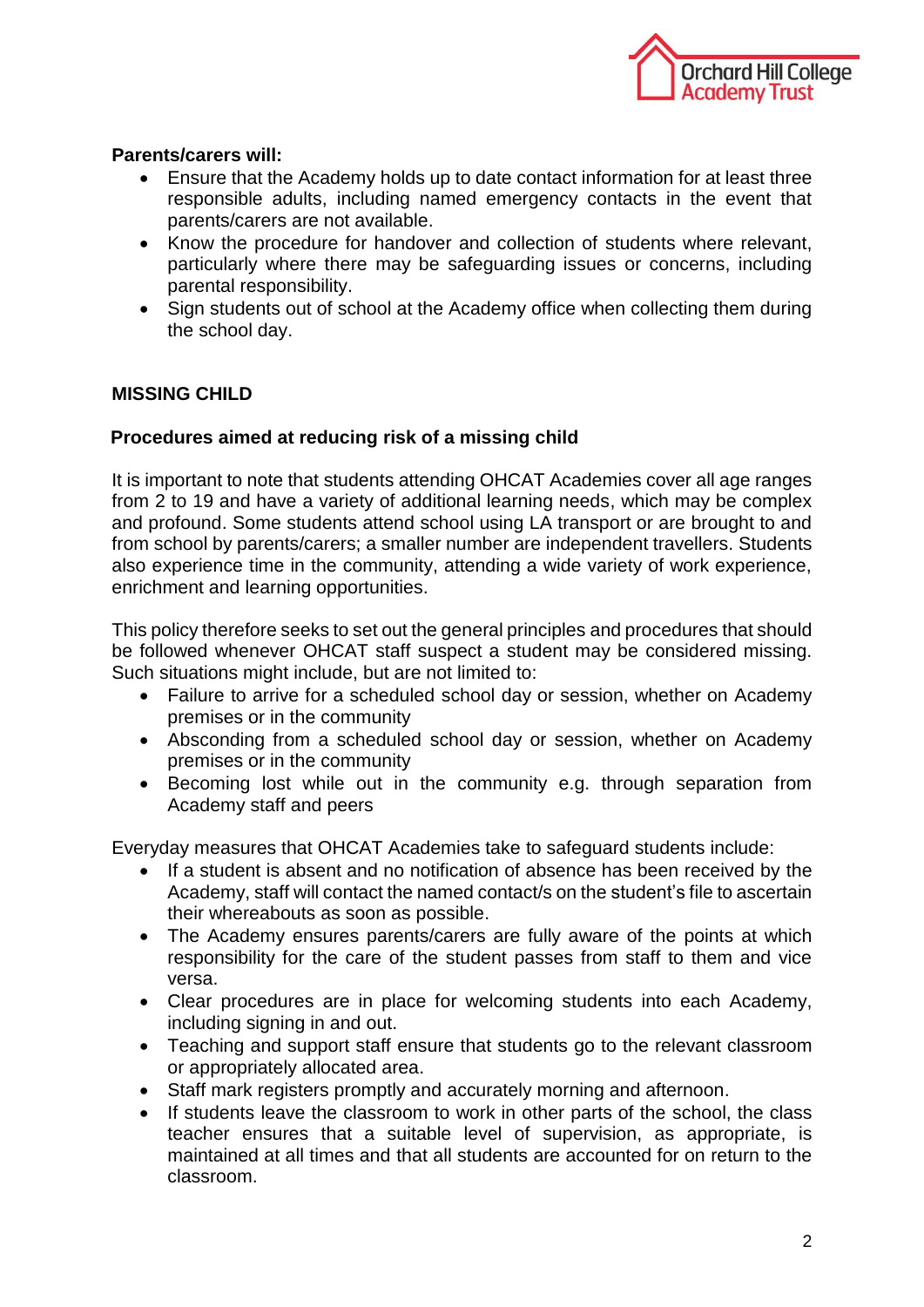**Parents/carers will:**

- Ensure that the Academy holds up to date contact information for at least three responsible adults, including named emergency contacts in the event that parents/carers are not available.
- Know the procedure for handover and collection of students where relevant, particularly where there may be safeguarding issues or concerns, including parental responsibility.
- Sign students out of school at the Academy office when collecting them during the school day.

## MISSING CHILD

### Procedures aimed at reducing risk of a missing child

It is important to note that students attending OHCAT Academies cover all age ranges from 2 to 19 and have a variety of additional learning needs, which may be complex and profound. Some students attend school using LA transport or are brought to and from school by parents/carers; a smaller number are independent travellers. Students also experience time in the community, attending a wide variety of work experience, enrichment and learning opportunities.

This policy therefore seeks to set out the general principles and procedures that should be followed whenever OHCAT staff suspect a student may be considered missing. Such situations might include, but are not limited to:

- Failure to arrive for a scheduled school day or session, whether on Academy premises or in the community
- Absconding from a scheduled school day or session, whether on Academy premises or in the community
- Becoming lost while out in the community e.g. through separation from Academy staff and peers

Everyday measures that OHCAT Academies take to safeguard students include:

- If a student is absent and no notification of absence has been received by the Academy, staff will contact the named contact/s on the student's file to ascertain their whereabouts as soon as possible.
- The Academy ensures parents/carers are fully aware of the points at which responsibility for the care of the student passes from staff to them and vice versa.
- Clear procedures are in place for welcoming students into each Academy, including signing in and out.
- Teaching and support staff ensure that students go to the relevant classroom or appropriately allocated area.
- Staff mark registers promptly and accurately morning and afternoon.
- If students leave the classroom to work in other parts of the school, the class teacher ensures that a suitable level of supervision, as appropriate, is maintained at all times and that all students are accounted for on return to the classroom.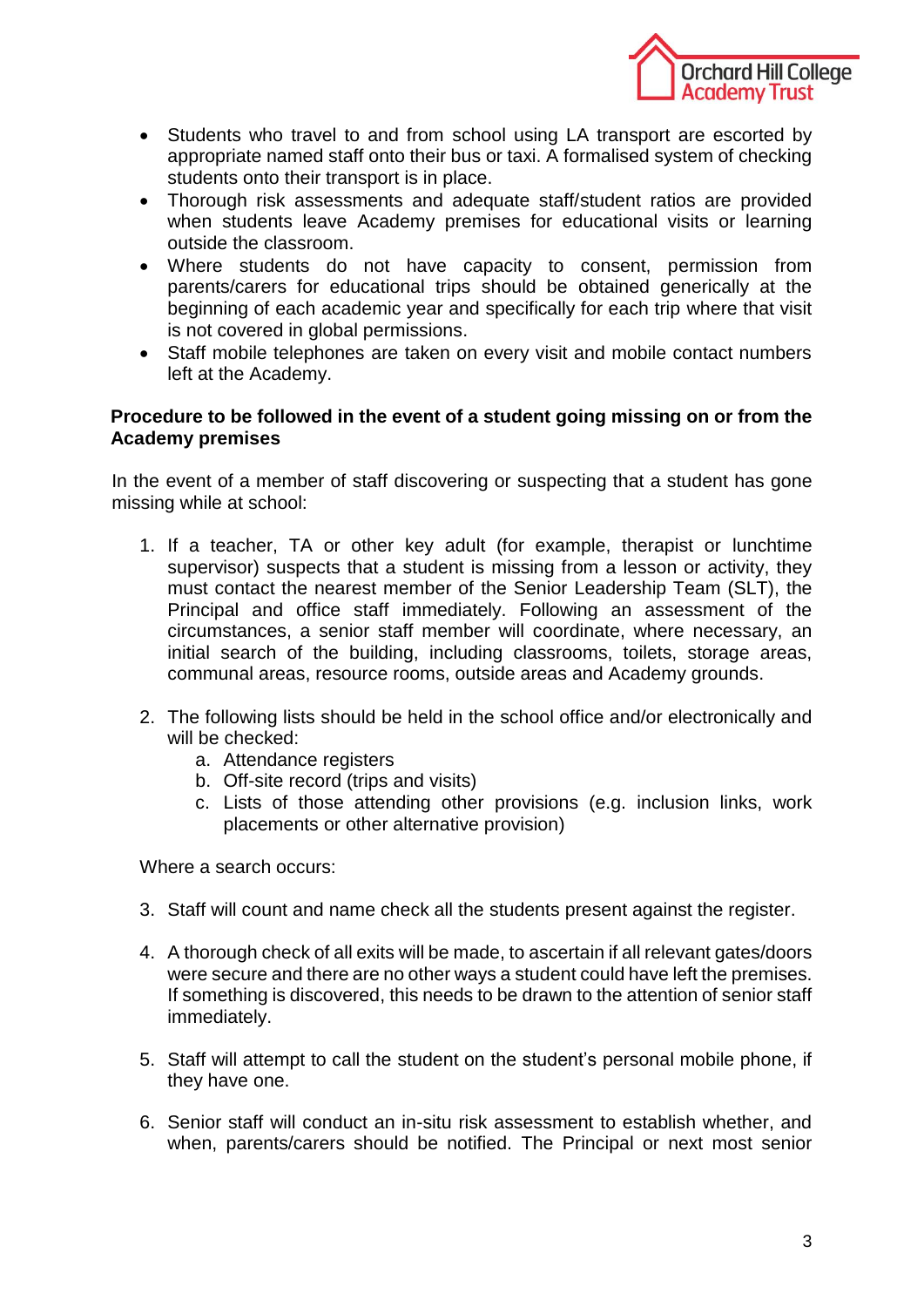- Students who travel to and from school using LA transport are escorted by appropriate named staff onto their bus or taxi. A formalised system of checking students onto their transport is in place.
- Thorough risk assessments and adequate staff/student ratios are provided when students leave Academy premises for educational visits or learning outside the classroom.
- Where students do not have capacity to consent, permission from parents/carers for educational trips should be obtained generically at the beginning of each academic year and specifically for each trip where that visit is not covered in global permissions.
- Staff mobile telephones are taken on every visit and mobile contact numbers left at the Academy.

**Procedure to be followed in the event of a student going missing on or from the Academy premises**

In the event of a member of staff discovering or suspecting that a student has gone missing while at school:

1. If a teacher, TA or other key adult (for example, therapist or lunchtime supervisor) suspects that a student is missing from a lesson or activity, they must contact the nearest member of the Senior Leadership Team (SLT), the Principal and office staff immediately. Following an assessment of the circumstances, a senior staff member will coordinate, where necessary, an initial search of the building, including classrooms, toilets, storage areas, communal areas, resource rooms, outside areas and Academy grounds.

2. The following lists should be held in the school office and/or electronically and will be checked:
   a. Attendance registers
   b. Off-site record (trips and visits)
   c. Lists of those attending other provisions (e.g. inclusion links, work placements or other alternative provision)

Where a search occurs:

3. Staff will count and name check all the students present against the register.

4. A thorough check of all exits will be made, to ascertain if all relevant gates/doors were secure and there are no other ways a student could have left the premises. If something is discovered, this needs to be drawn to the attention of senior staff immediately.

5. Staff will attempt to call the student on the student's personal mobile phone, if they have one.

6. Senior staff will conduct an in-situ risk assessment to establish whether, and when, parents/carers should be notified. The Principal or next most senior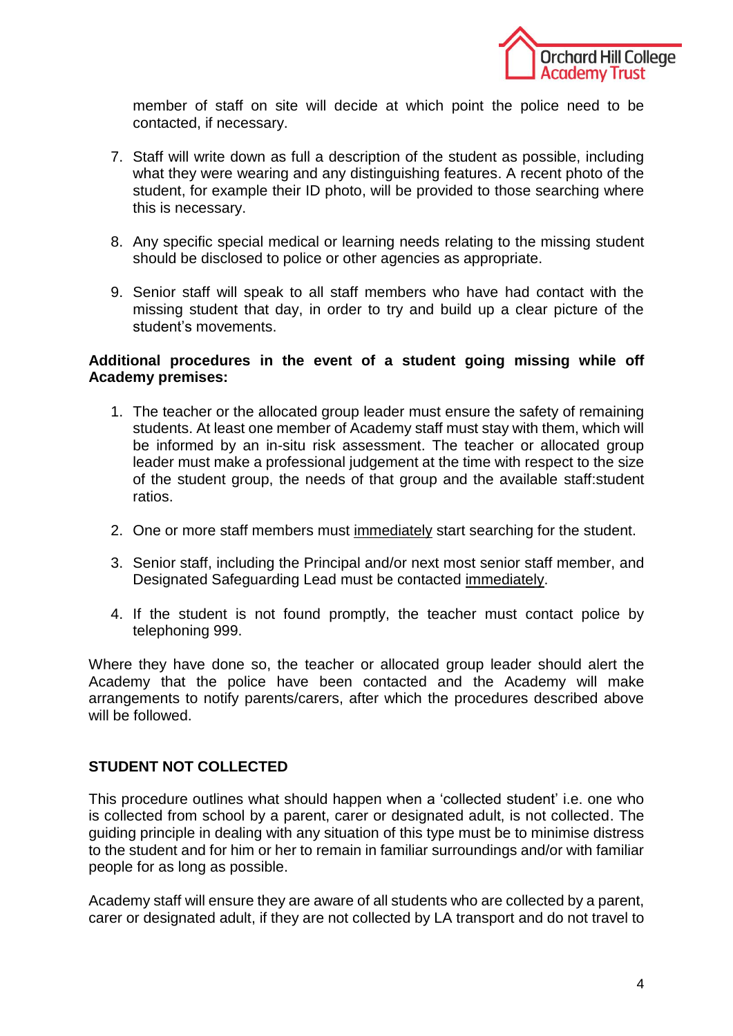member of staff on site will decide at which point the police need to be contacted, if necessary.

7. Staff will write down as full a description of the student as possible, including what they were wearing and any distinguishing features. A recent photo of the student, for example their ID photo, will be provided to those searching where this is necessary.

8. Any specific special medical or learning needs relating to the missing student should be disclosed to police or other agencies as appropriate.

9. Senior staff will speak to all staff members who have had contact with the missing student that day, in order to try and build up a clear picture of the student's movements.

**Additional procedures in the event of a student going missing while off Academy premises:**

1. The teacher or the allocated group leader must ensure the safety of remaining students. At least one member of Academy staff must stay with them, which will be informed by an in-situ risk assessment. The teacher or allocated group leader must make a professional judgement at the time with respect to the size of the student group, the needs of that group and the available staff:student ratios.

2. One or more staff members must <u>immediately</u> start searching for the student.

3. Senior staff, including the Principal and/or next most senior staff member, and Designated Safeguarding Lead must be contacted <u>immediately</u>.

4. If the student is not found promptly, the teacher must contact police by telephoning 999.

Where they have done so, the teacher or allocated group leader should alert the Academy that the police have been contacted and the Academy will make arrangements to notify parents/carers, after which the procedures described above will be followed.

## STUDENT NOT COLLECTED

This procedure outlines what should happen when a 'collected student' i.e. one who is collected from school by a parent, carer or designated adult, is not collected. The guiding principle in dealing with any situation of this type must be to minimise distress to the student and for him or her to remain in familiar surroundings and/or with familiar people for as long as possible.

Academy staff will ensure they are aware of all students who are collected by a parent, carer or designated adult, if they are not collected by LA transport and do not travel to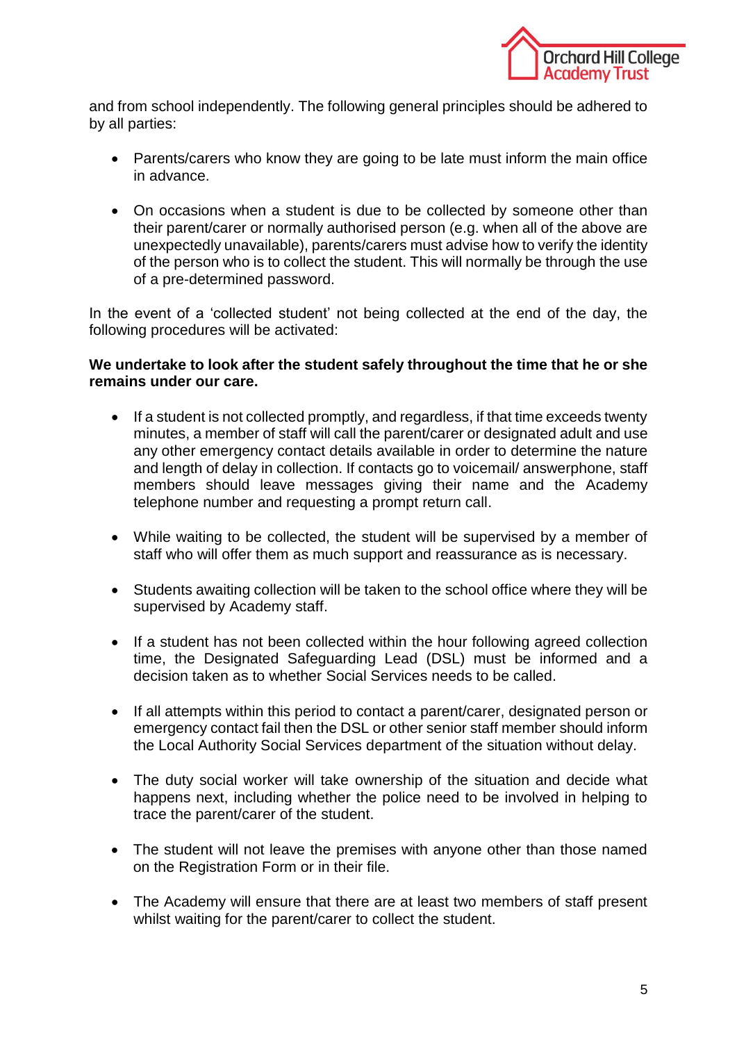and from school independently. The following general principles should be adhered to by all parties:

- Parents/carers who know they are going to be late must inform the main office in advance.

- On occasions when a student is due to be collected by someone other than their parent/carer or normally authorised person (e.g. when all of the above are unexpectedly unavailable), parents/carers must advise how to verify the identity of the person who is to collect the student. This will normally be through the use of a pre-determined password.

In the event of a 'collected student' not being collected at the end of the day, the following procedures will be activated:

**We undertake to look after the student safely throughout the time that he or she remains under our care.**

- If a student is not collected promptly, and regardless, if that time exceeds twenty minutes, a member of staff will call the parent/carer or designated adult and use any other emergency contact details available in order to determine the nature and length of delay in collection. If contacts go to voicemail/ answerphone, staff members should leave messages giving their name and the Academy telephone number and requesting a prompt return call.

- While waiting to be collected, the student will be supervised by a member of staff who will offer them as much support and reassurance as is necessary.

- Students awaiting collection will be taken to the school office where they will be supervised by Academy staff.

- If a student has not been collected within the hour following agreed collection time, the Designated Safeguarding Lead (DSL) must be informed and a decision taken as to whether Social Services needs to be called.

- If all attempts within this period to contact a parent/carer, designated person or emergency contact fail then the DSL or other senior staff member should inform the Local Authority Social Services department of the situation without delay.

- The duty social worker will take ownership of the situation and decide what happens next, including whether the police need to be involved in helping to trace the parent/carer of the student.

- The student will not leave the premises with anyone other than those named on the Registration Form or in their file.

- The Academy will ensure that there are at least two members of staff present whilst waiting for the parent/carer to collect the student.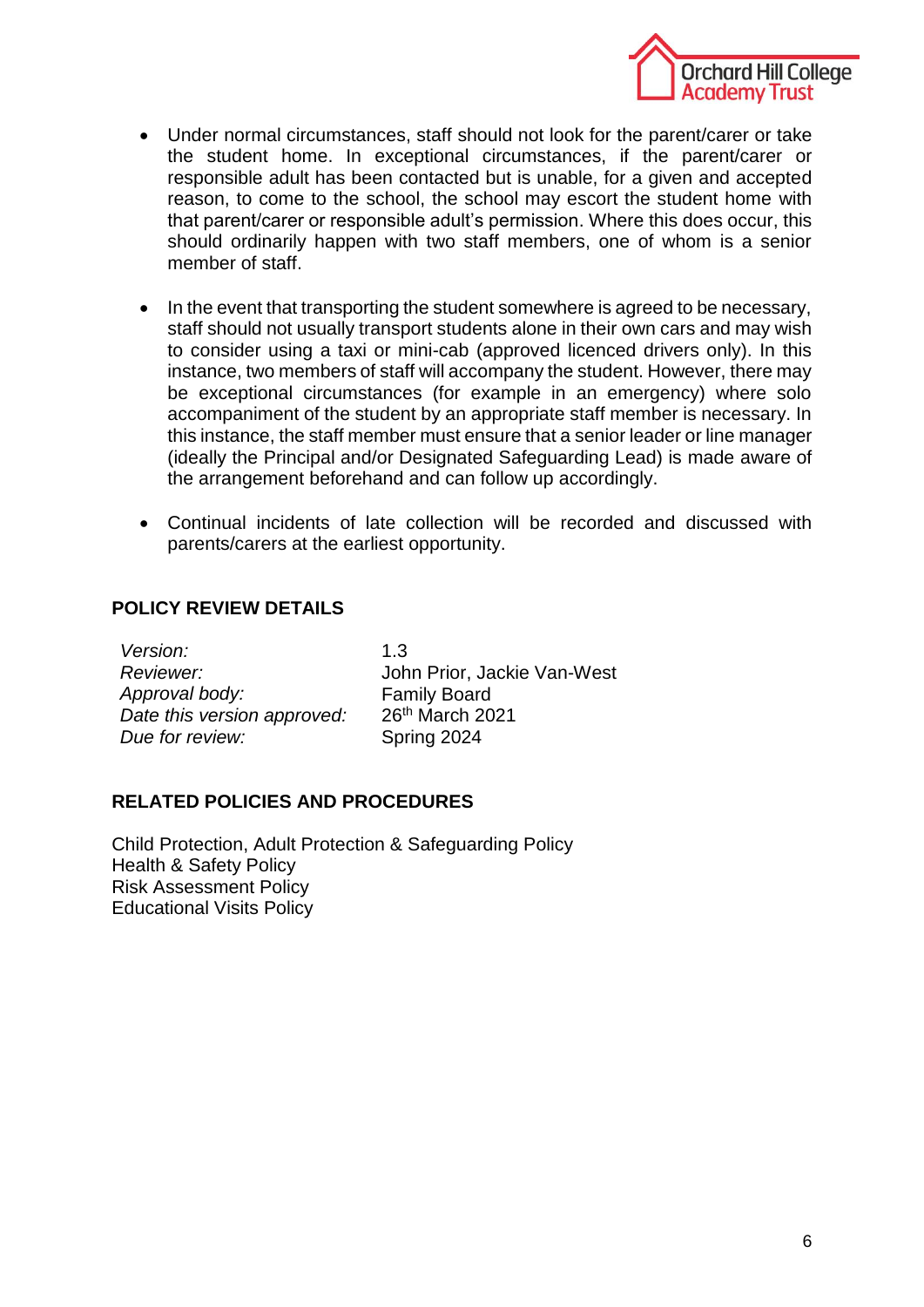- Under normal circumstances, staff should not look for the parent/carer or take the student home. In exceptional circumstances, if the parent/carer or responsible adult has been contacted but is unable, for a given and accepted reason, to come to the school, the school may escort the student home with that parent/carer or responsible adult's permission. Where this does occur, this should ordinarily happen with two staff members, one of whom is a senior member of staff.

- In the event that transporting the student somewhere is agreed to be necessary, staff should not usually transport students alone in their own cars and may wish to consider using a taxi or mini-cab (approved licenced drivers only). In this instance, two members of staff will accompany the student. However, there may be exceptional circumstances (for example in an emergency) where solo accompaniment of the student by an appropriate staff member is necessary. In this instance, the staff member must ensure that a senior leader or line manager (ideally the Principal and/or Designated Safeguarding Lead) is made aware of the arrangement beforehand and can follow up accordingly.

- Continual incidents of late collection will be recorded and discussed with parents/carers at the earliest opportunity.

## POLICY REVIEW DETAILS

| | |
|---|---|
| *Version:* | 1.3 |
| *Reviewer:* | John Prior, Jackie Van-West |
| *Approval body:* | Family Board |
| *Date this version approved:* | 26th March 2021 |
| *Due for review:* | Spring 2024 |

## RELATED POLICIES AND PROCEDURES

Child Protection, Adult Protection & Safeguarding Policy
Health & Safety Policy
Risk Assessment Policy
Educational Visits Policy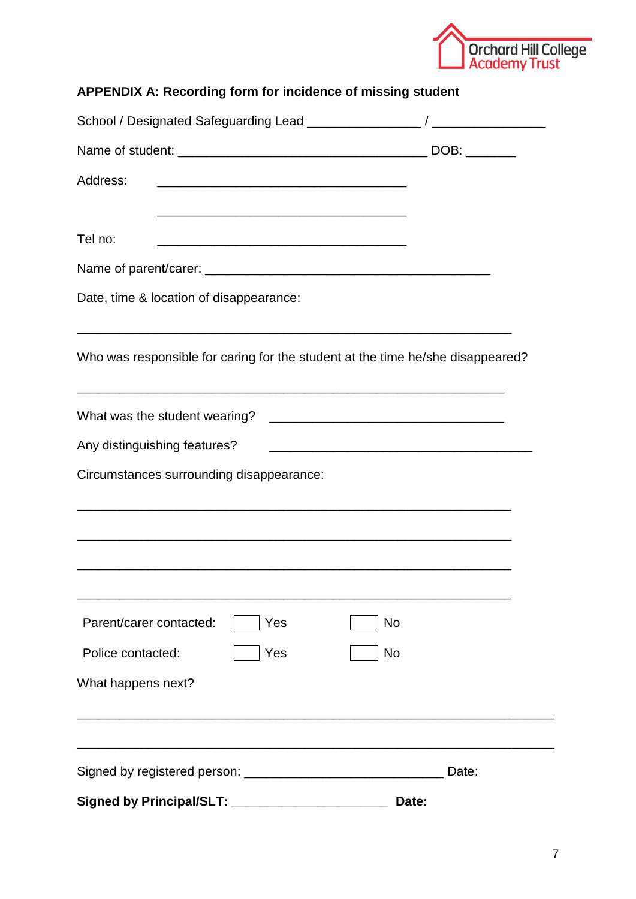**APPENDIX A: Recording form for incidence of missing student**

School / Designated Safeguarding Lead _______________ / _______________

Name of student: _________________________________ DOB: _______

Address: _________________________________

_________________________________

Tel no: _________________________________

Name of parent/carer: ______________________________________

Date, time & location of disappearance:

__________________________________________________________

Who was responsible for caring for the student at the time he/she disappeared?

__________________________________________________________

What was the student wearing? _______________________________

Any distinguishing features? __________________________________

Circumstances surrounding disappearance:

__________________________________________________________

__________________________________________________________

__________________________________________________________

__________________________________________________________

Parent/carer contacted: ☐ Yes ☐ No

Police contacted: ☐ Yes ☐ No

What happens next?

________________________________________________________________

________________________________________________________________

Signed by registered person: ___________________________ Date:

**Signed by Principal/SLT: ____________________ Date:**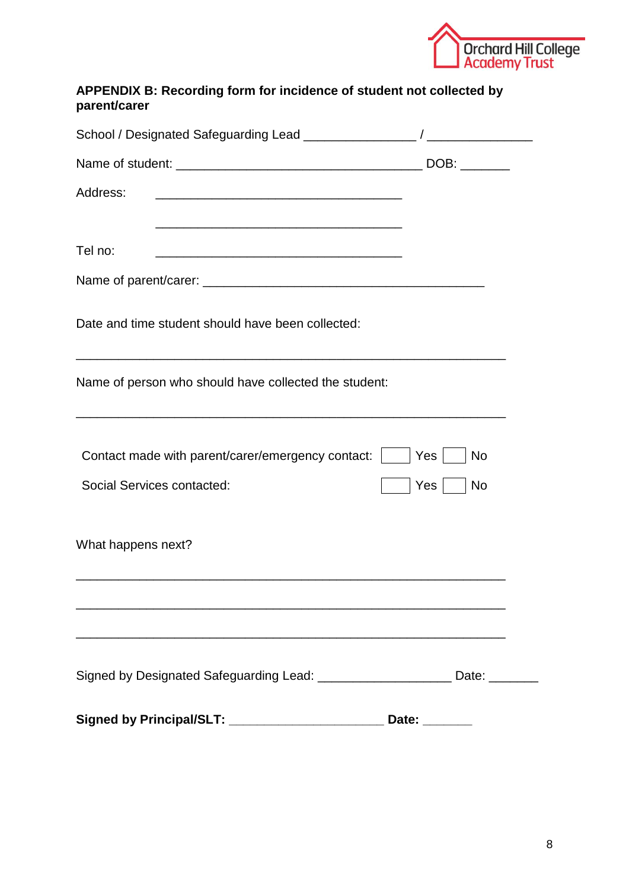Orchard Hill College Academy Trust

**APPENDIX B: Recording form for incidence of student not collected by parent/carer**

School / Designated Safeguarding Lead _______________ / _______________

Name of student: __________________________________ DOB: _______

Address: __________________________________

__________________________________

Tel no: __________________________________

Name of parent/carer: _______________________________________

Date and time student should have been collected:

____________________________________________________________

Name of person who should have collected the student:

____________________________________________________________

Contact made with parent/carer/emergency contact: ☐ Yes ☐ No

Social Services contacted: ☐ Yes ☐ No

What happens next?

____________________________________________________________

____________________________________________________________

____________________________________________________________

Signed by Designated Safeguarding Lead: __________________ Date: _______

**Signed by Principal/SLT: _____________________ Date: _______**